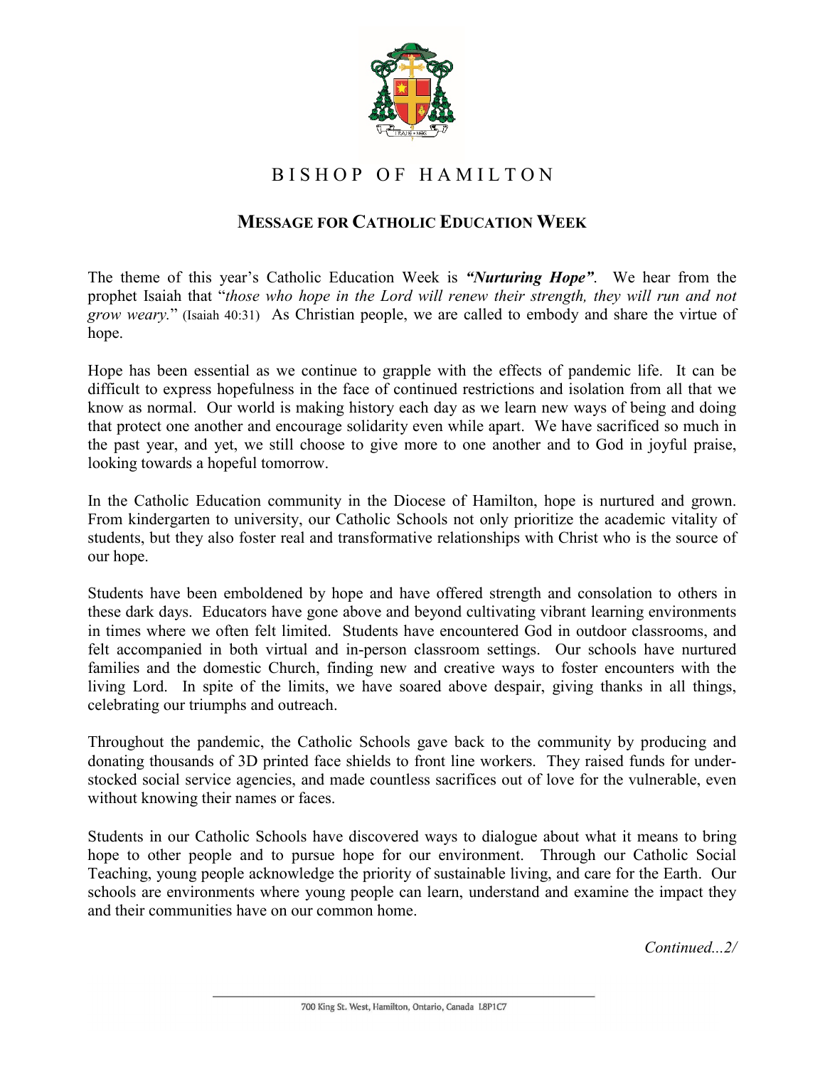# BISHOP OF HAMILTON

## MESSAGE FOR CATHOLIC EDUCATION WEEK

The theme of this year's Catholic Education Week is ***"Nurturing Hope"***. We hear from the prophet Isaiah that "*those who hope in the Lord will renew their strength, they will run and not grow weary.*" (Isaiah 40:31) As Christian people, we are called to embody and share the virtue of hope.

Hope has been essential as we continue to grapple with the effects of pandemic life. It can be difficult to express hopefulness in the face of continued restrictions and isolation from all that we know as normal. Our world is making history each day as we learn new ways of being and doing that protect one another and encourage solidarity even while apart. We have sacrificed so much in the past year, and yet, we still choose to give more to one another and to God in joyful praise, looking towards a hopeful tomorrow.

In the Catholic Education community in the Diocese of Hamilton, hope is nurtured and grown. From kindergarten to university, our Catholic Schools not only prioritize the academic vitality of students, but they also foster real and transformative relationships with Christ who is the source of our hope.

Students have been emboldened by hope and have offered strength and consolation to others in these dark days. Educators have gone above and beyond cultivating vibrant learning environments in times where we often felt limited. Students have encountered God in outdoor classrooms, and felt accompanied in both virtual and in-person classroom settings. Our schools have nurtured families and the domestic Church, finding new and creative ways to foster encounters with the living Lord. In spite of the limits, we have soared above despair, giving thanks in all things, celebrating our triumphs and outreach.

Throughout the pandemic, the Catholic Schools gave back to the community by producing and donating thousands of 3D printed face shields to front line workers. They raised funds for under-stocked social service agencies, and made countless sacrifices out of love for the vulnerable, even without knowing their names or faces.

Students in our Catholic Schools have discovered ways to dialogue about what it means to bring hope to other people and to pursue hope for our environment. Through our Catholic Social Teaching, young people acknowledge the priority of sustainable living, and care for the Earth. Our schools are environments where young people can learn, understand and examine the impact they and their communities have on our common home.

*Continued...2/*

700 King St. West, Hamilton, Ontario, Canada L8P1C7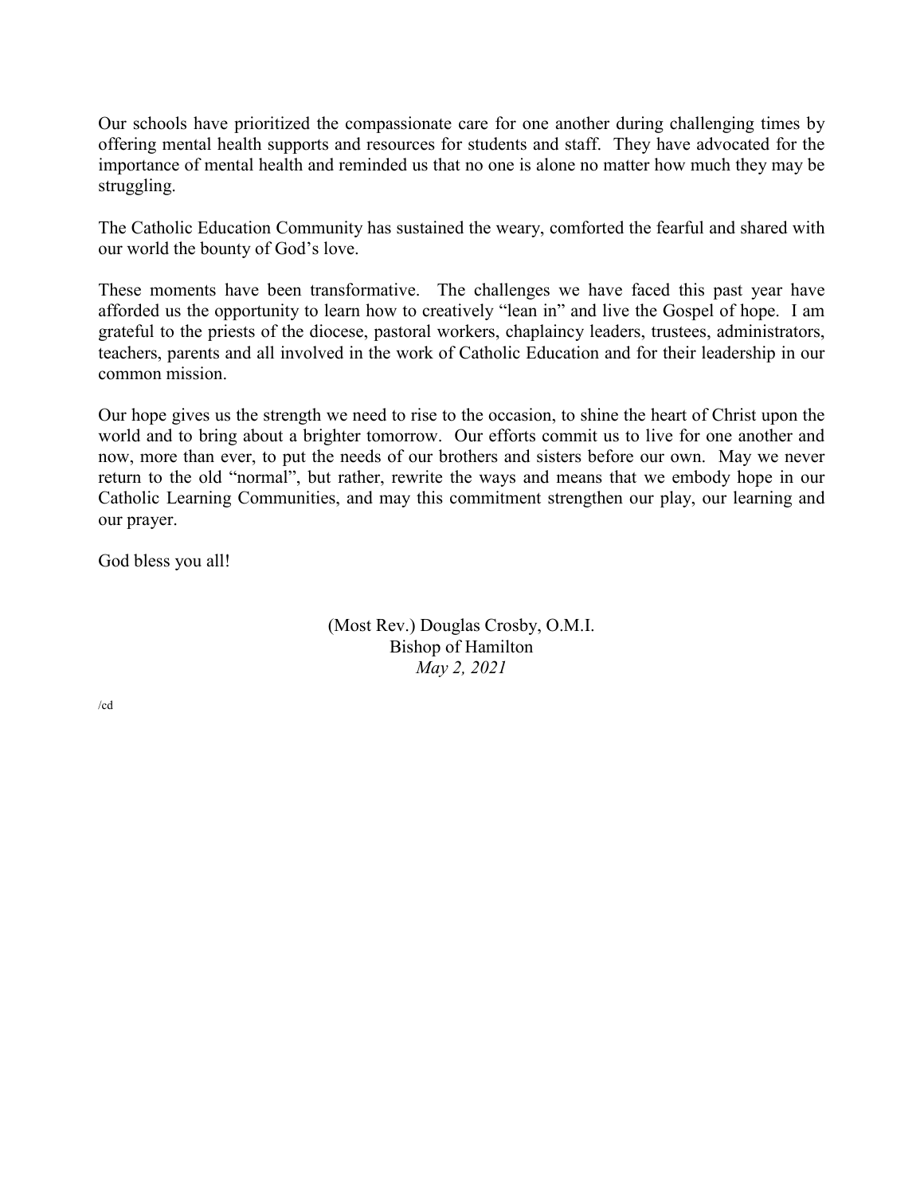Our schools have prioritized the compassionate care for one another during challenging times by offering mental health supports and resources for students and staff. They have advocated for the importance of mental health and reminded us that no one is alone no matter how much they may be struggling.

The Catholic Education Community has sustained the weary, comforted the fearful and shared with our world the bounty of God's love.

These moments have been transformative. The challenges we have faced this past year have afforded us the opportunity to learn how to creatively "lean in" and live the Gospel of hope. I am grateful to the priests of the diocese, pastoral workers, chaplaincy leaders, trustees, administrators, teachers, parents and all involved in the work of Catholic Education and for their leadership in our common mission.

Our hope gives us the strength we need to rise to the occasion, to shine the heart of Christ upon the world and to bring about a brighter tomorrow. Our efforts commit us to live for one another and now, more than ever, to put the needs of our brothers and sisters before our own. May we never return to the old "normal", but rather, rewrite the ways and means that we embody hope in our Catholic Learning Communities, and may this commitment strengthen our play, our learning and our prayer.

God bless you all!

(Most Rev.) Douglas Crosby, O.M.I.
Bishop of Hamilton
*May 2, 2021*

/cd